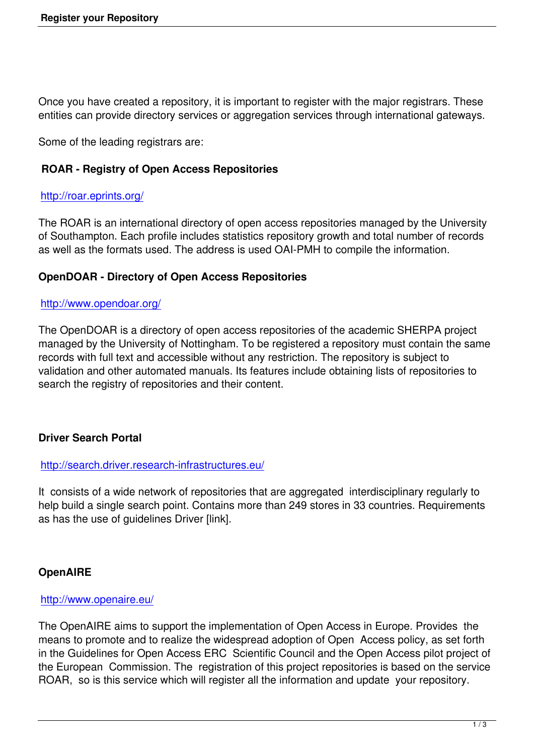Once you have created a repository, it is important to register with the major registrars. These entities can provide directory services or aggregation services through international gateways.

Some of the leading registrars are:

### ROAR - Registry of Open Access Repositories

http://roar.eprints.org/

The ROAR is an international directory of open access repositories managed by the University of Southampton. Each profile includes statistics repository growth and total number of records as well as the formats used. The address is used OAI-PMH to compile the information.

### OpenDOAR - Directory of Open Access Repositories

http://www.opendoar.org/

The OpenDOAR is a directory of open access repositories of the academic SHERPA project managed by the University of Nottingham. To be registered a repository must contain the same records with full text and accessible without any restriction. The repository is subject to validation and other automated manuals. Its features include obtaining lists of repositories to search the registry of repositories and their content.

### Driver Search Portal

http://search.driver.research-infrastructures.eu/

It consists of a wide network of repositories that are aggregated interdisciplinary regularly to help build a single search point. Contains more than 249 stores in 33 countries. Requirements as has the use of guidelines Driver [link].

### OpenAIRE

http://www.openaire.eu/

The OpenAIRE aims to support the implementation of Open Access in Europe. Provides the means to promote and to realize the widespread adoption of Open Access policy, as set forth in the Guidelines for Open Access ERC Scientific Council and the Open Access pilot project of the European Commission. The registration of this project repositories is based on the service ROAR, so is this service which will register all the information and update your repository.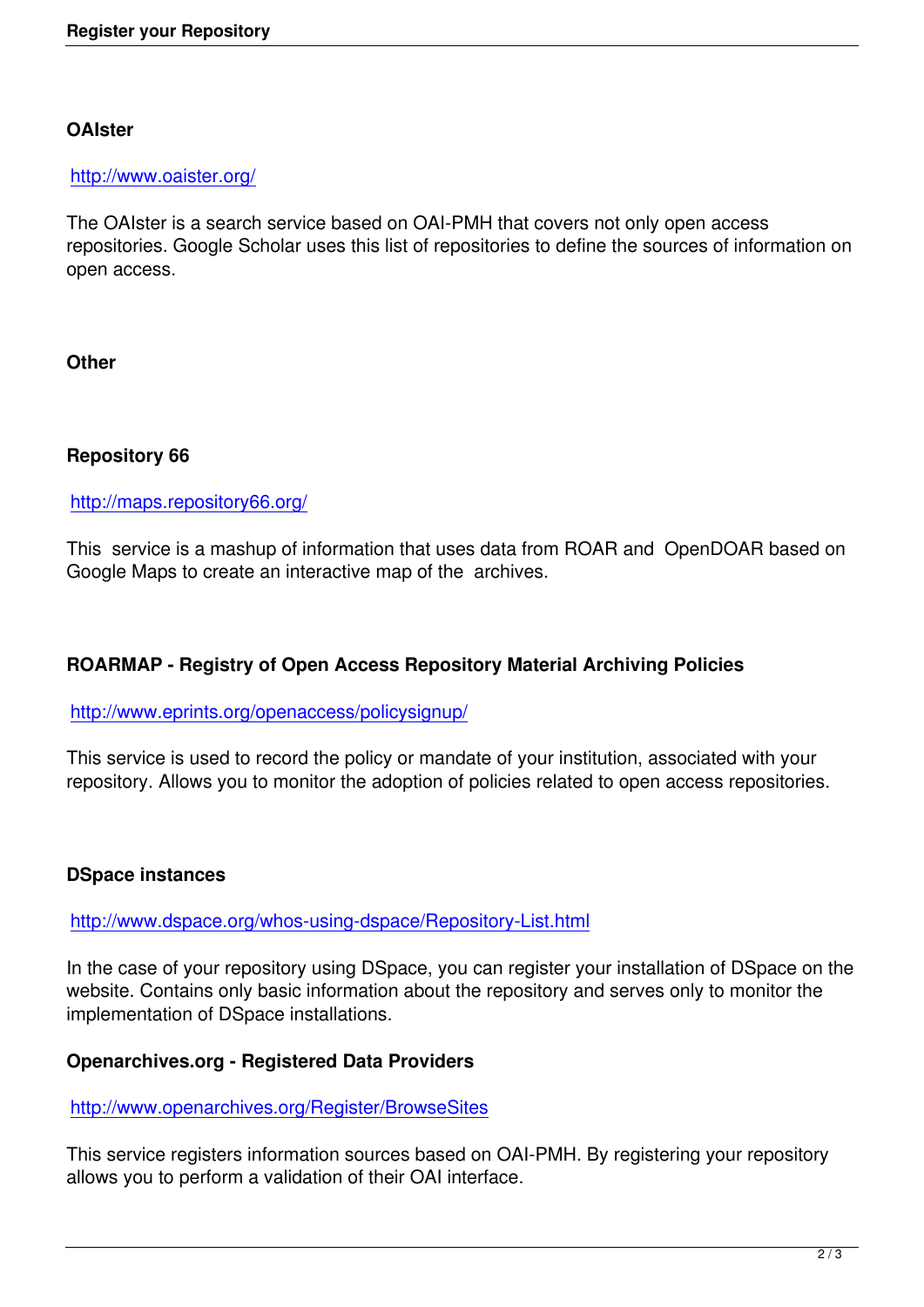**OAIster**

http://www.oaister.org/

The OAIster is a search service based on OAI-PMH that covers not only open access repositories. Google Scholar uses this list of repositories to define the sources of information on open access.

**Other**

**Repository 66**

http://maps.repository66.org/

This service is a mashup of information that uses data from ROAR and OpenDOAR based on Google Maps to create an interactive map of the archives.

**ROARMAP - Registry of Open Access Repository Material Archiving Policies**

http://www.eprints.org/openaccess/policysignup/

This service is used to record the policy or mandate of your institution, associated with your repository. Allows you to monitor the adoption of policies related to open access repositories.

**DSpace instances**

http://www.dspace.org/whos-using-dspace/Repository-List.html

In the case of your repository using DSpace, you can register your installation of DSpace on the website. Contains only basic information about the repository and serves only to monitor the implementation of DSpace installations.

**Openarchives.org - Registered Data Providers**

http://www.openarchives.org/Register/BrowseSites

This service registers information sources based on OAI-PMH. By registering your repository allows you to perform a validation of their OAI interface.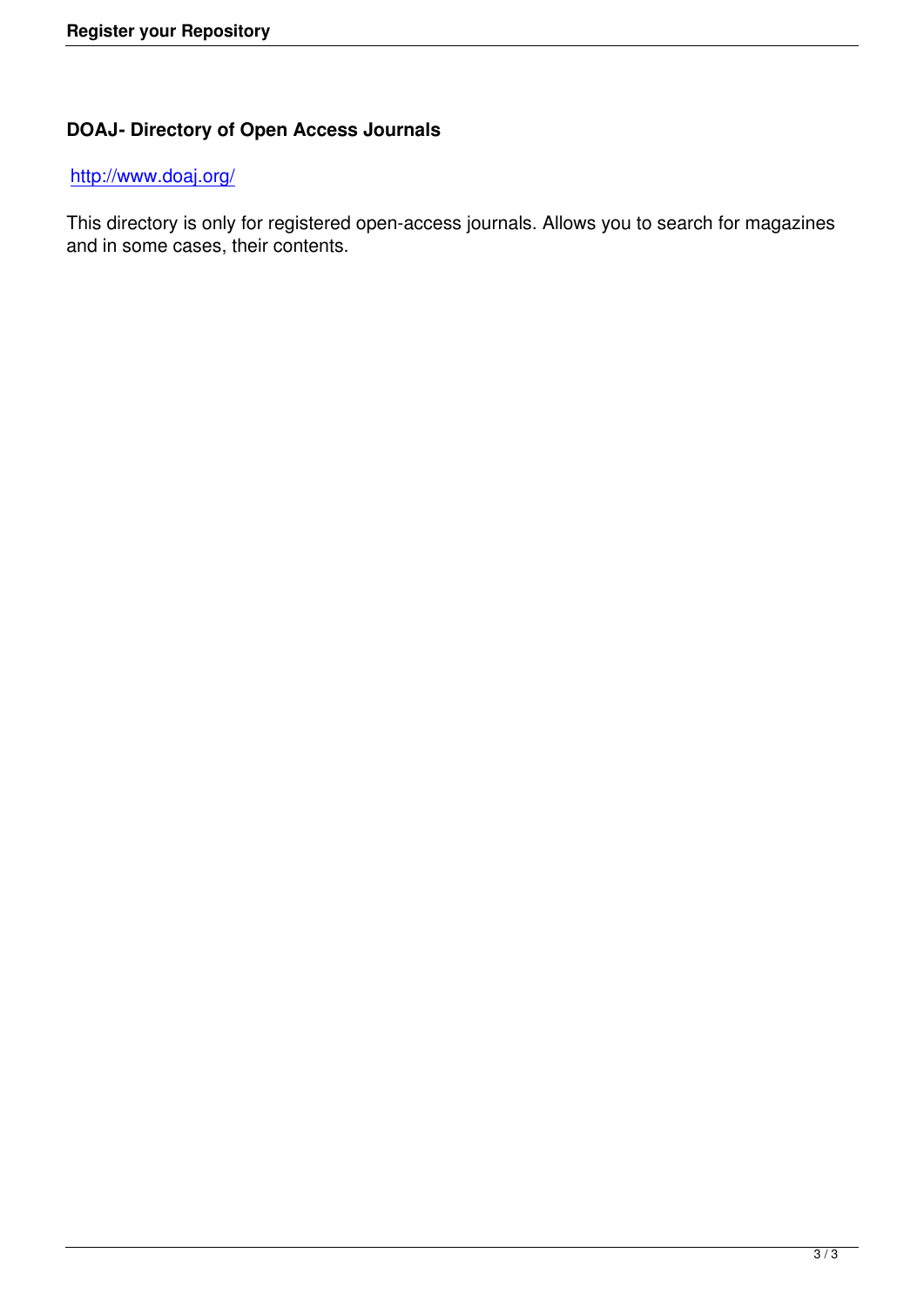## DOAJ- Directory of Open Access Journals

[http://www.doaj.org/](http://www.doaj.org/)

This directory is only for registered open-access journals. Allows you to search for magazines and in some cases, their contents.